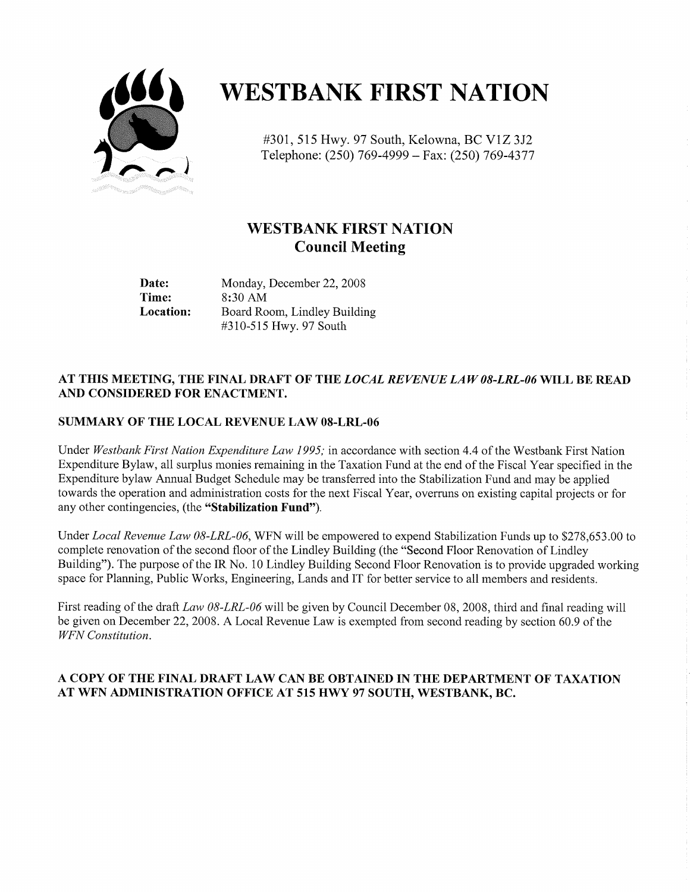# WESTBANK FIRST NATION

#301, 515 Hwy. 97 South, Kelowna, BC V1Z 3J2
Telephone: (250) 769-4999 – Fax: (250) 769-4377

## WESTBANK FIRST NATION
## Council Meeting

**Date:** Monday, December 22, 2008
**Time:** 8:30 AM
**Location:** Board Room, Lindley Building
#310-515 Hwy. 97 South

**AT THIS MEETING, THE FINAL DRAFT OF THE *LOCAL REVENUE LAW 08-LRL-06* WILL BE READ AND CONSIDERED FOR ENACTMENT.**

### SUMMARY OF THE LOCAL REVENUE LAW 08-LRL-06

Under *Westbank First Nation Expenditure Law 1995;* in accordance with section 4.4 of the Westbank First Nation Expenditure Bylaw, all surplus monies remaining in the Taxation Fund at the end of the Fiscal Year specified in the Expenditure bylaw Annual Budget Schedule may be transferred into the Stabilization Fund and may be applied towards the operation and administration costs for the next Fiscal Year, overruns on existing capital projects or for any other contingencies, (the **"Stabilization Fund"**).

Under *Local Revenue Law 08-LRL-06*, WFN will be empowered to expend Stabilization Funds up to $278,653.00 to complete renovation of the second floor of the Lindley Building (the "Second Floor Renovation of Lindley Building"). The purpose of the IR No. 10 Lindley Building Second Floor Renovation is to provide upgraded working space for Planning, Public Works, Engineering, Lands and IT for better service to all members and residents.

First reading of the draft *Law 08-LRL-06* will be given by Council December 08, 2008, third and final reading will be given on December 22, 2008. A Local Revenue Law is exempted from second reading by section 60.9 of the *WFN Constitution*.

**A COPY OF THE FINAL DRAFT LAW CAN BE OBTAINED IN THE DEPARTMENT OF TAXATION AT WFN ADMINISTRATION OFFICE AT 515 HWY 97 SOUTH, WESTBANK, BC.**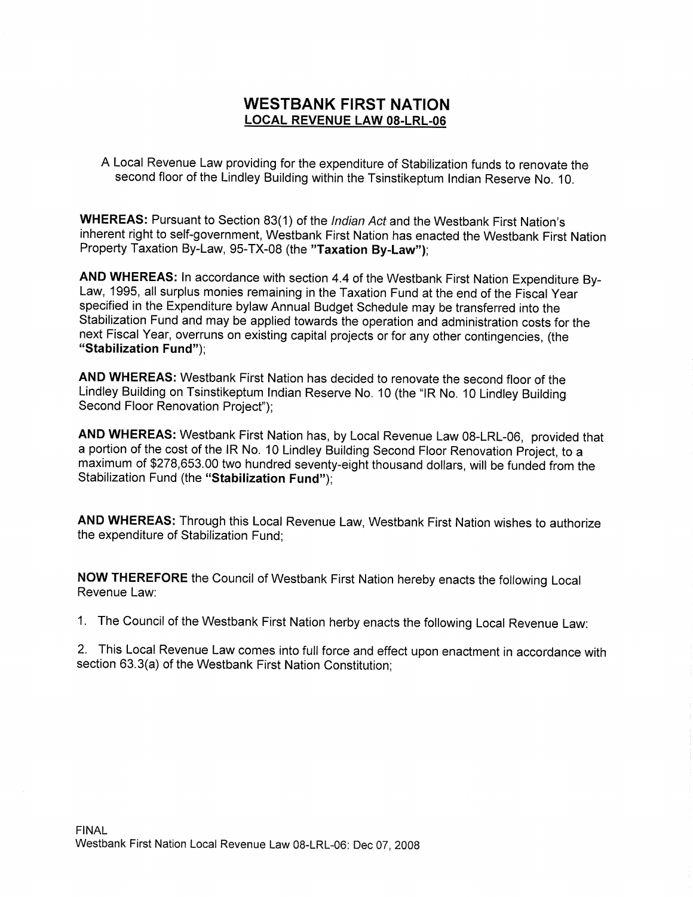# WESTBANK FIRST NATION

## LOCAL REVENUE LAW 08-LRL-06

A Local Revenue Law providing for the expenditure of Stabilization funds to renovate the second floor of the Lindley Building within the Tsinstikeptum Indian Reserve No. 10.

**WHEREAS:** Pursuant to Section 83(1) of the *Indian Act* and the Westbank First Nation's inherent right to self-government, Westbank First Nation has enacted the Westbank First Nation Property Taxation By-Law, 95-TX-08 (the **"Taxation By-Law")**;

**AND WHEREAS:** In accordance with section 4.4 of the Westbank First Nation Expenditure By-Law, 1995, all surplus monies remaining in the Taxation Fund at the end of the Fiscal Year specified in the Expenditure bylaw Annual Budget Schedule may be transferred into the Stabilization Fund and may be applied towards the operation and administration costs for the next Fiscal Year, overruns on existing capital projects or for any other contingencies, (the **"Stabilization Fund"**);

**AND WHEREAS:** Westbank First Nation has decided to renovate the second floor of the Lindley Building on Tsinstikeptum Indian Reserve No. 10 (the "IR No. 10 Lindley Building Second Floor Renovation Project");

**AND WHEREAS:** Westbank First Nation has, by Local Revenue Law 08-LRL-06, provided that a portion of the cost of the IR No. 10 Lindley Building Second Floor Renovation Project, to a maximum of $278,653.00 two hundred seventy-eight thousand dollars, will be funded from the Stabilization Fund (the **"Stabilization Fund"**);

**AND WHEREAS:** Through this Local Revenue Law, Westbank First Nation wishes to authorize the expenditure of Stabilization Fund;

**NOW THEREFORE** the Council of Westbank First Nation hereby enacts the following Local Revenue Law:

1. The Council of the Westbank First Nation herby enacts the following Local Revenue Law:

2. This Local Revenue Law comes into full force and effect upon enactment in accordance with section 63.3(a) of the Westbank First Nation Constitution;

FINAL
Westbank First Nation Local Revenue Law 08-LRL-06: Dec 07, 2008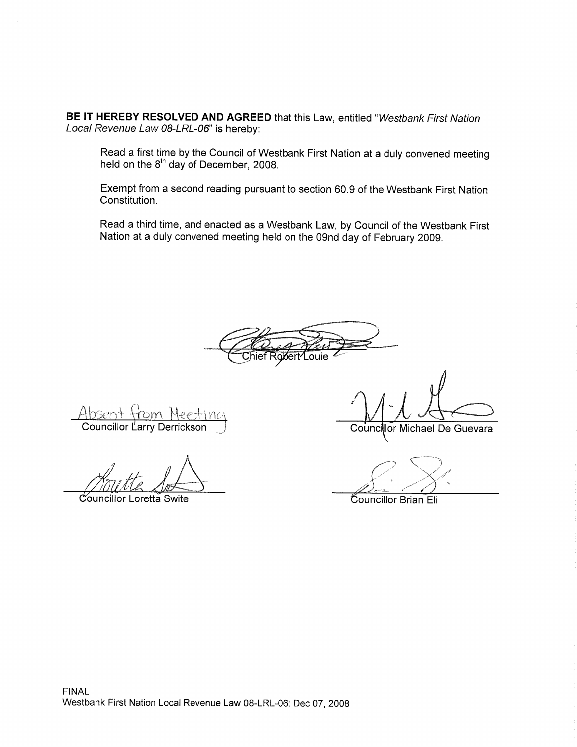**BE IT HEREBY RESOLVED AND AGREED** that this Law, entitled "*Westbank First Nation Local Revenue Law 08-LRL-06*" is hereby:

Read a first time by the Council of Westbank First Nation at a duly convened meeting held on the 8th day of December, 2008.

Exempt from a second reading pursuant to section 60.9 of the Westbank First Nation Constitution.

Read a third time, and enacted as a Westbank Law, by Council of the Westbank First Nation at a duly convened meeting held on the 09nd day of February 2009.

Chief Robert Louie

Absent from Meeting
Councillor Larry Derrickson

Councillor Michael De Guevara

Councillor Loretta Swite

Councillor Brian Eli

FINAL
Westbank First Nation Local Revenue Law 08-LRL-06: Dec 07, 2008